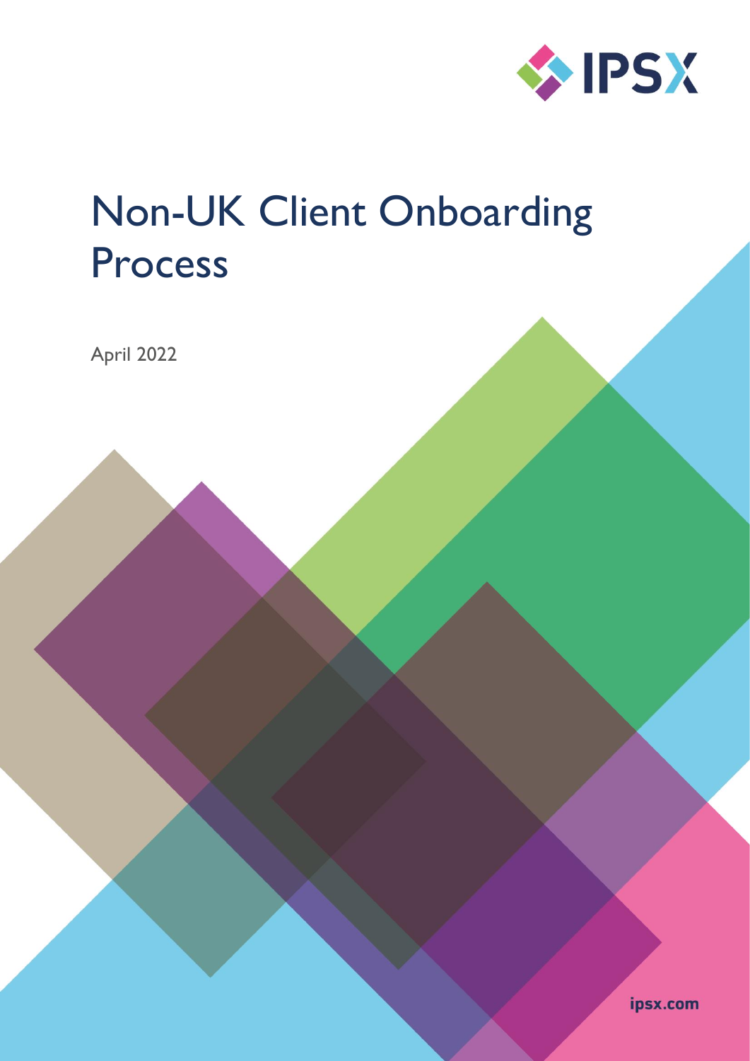IPSX

# Non-UK Client Onboarding Process

April 2022

ipsx.com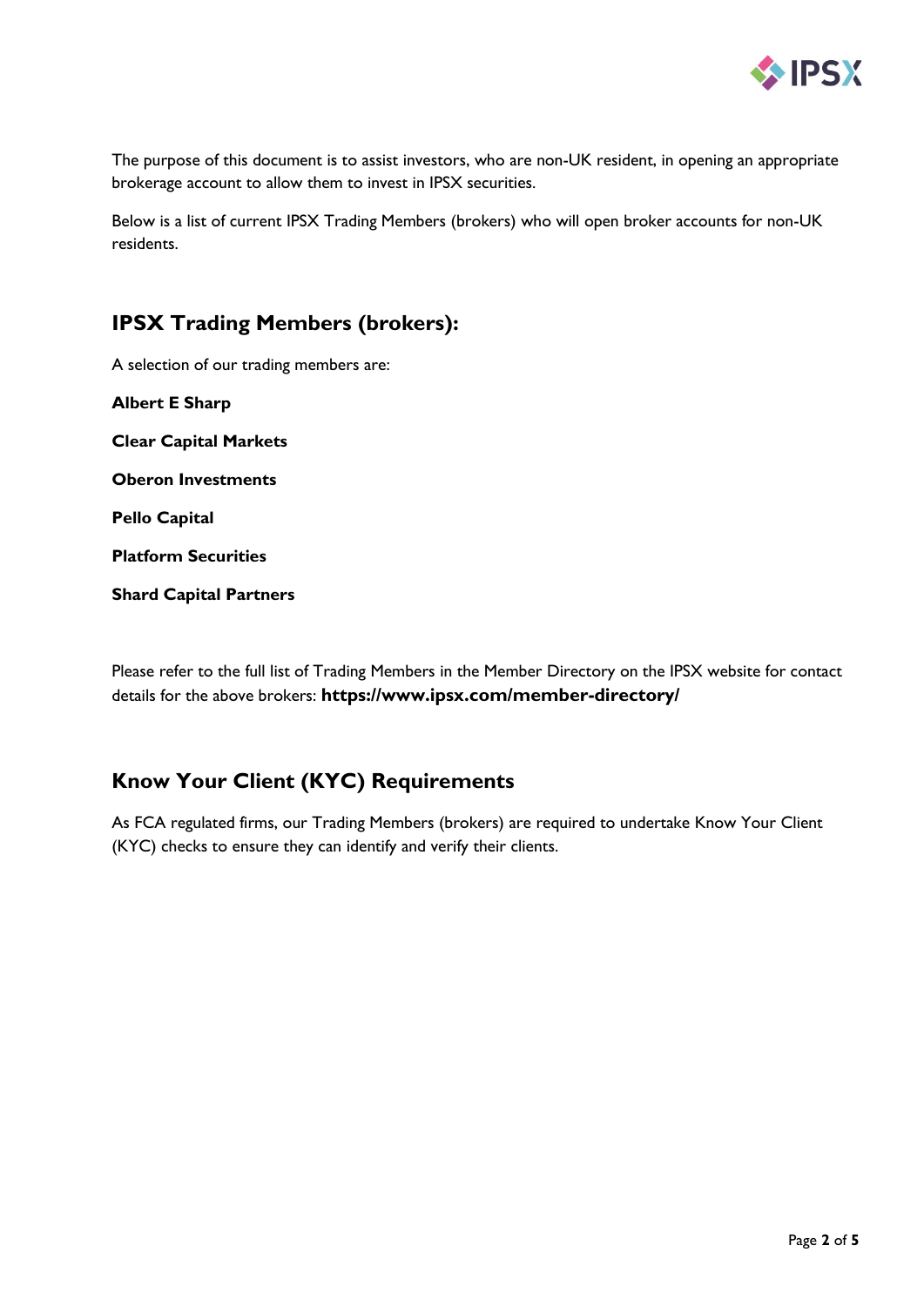The purpose of this document is to assist investors, who are non-UK resident, in opening an appropriate brokerage account to allow them to invest in IPSX securities.

Below is a list of current IPSX Trading Members (brokers) who will open broker accounts for non-UK residents.

## IPSX Trading Members (brokers):

A selection of our trading members are:

**Albert E Sharp**

**Clear Capital Markets**

**Oberon Investments**

**Pello Capital**

**Platform Securities**

**Shard Capital Partners**

Please refer to the full list of Trading Members in the Member Directory on the IPSX website for contact details for the above brokers: **https://www.ipsx.com/member-directory/**

## Know Your Client (KYC) Requirements

As FCA regulated firms, our Trading Members (brokers) are required to undertake Know Your Client (KYC) checks to ensure they can identify and verify their clients.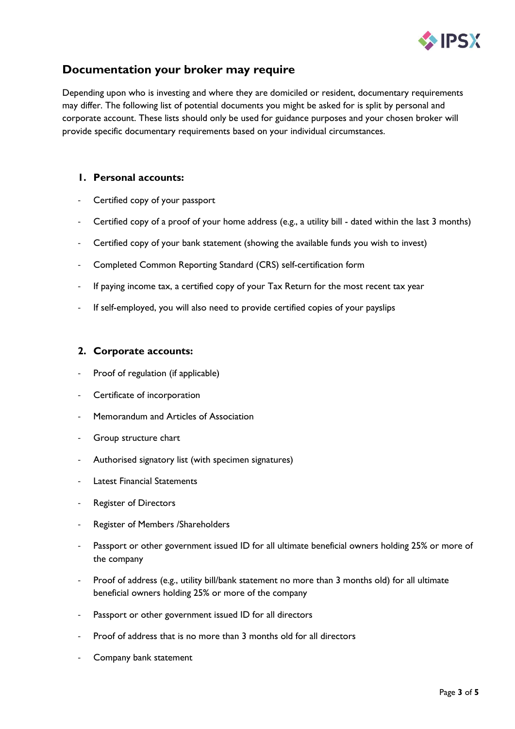## Documentation your broker may require

Depending upon who is investing and where they are domiciled or resident, documentary requirements may differ. The following list of potential documents you might be asked for is split by personal and corporate account. These lists should only be used for guidance purposes and your chosen broker will provide specific documentary requirements based on your individual circumstances.

### 1. Personal accounts:

- Certified copy of your passport
- Certified copy of a proof of your home address (e.g., a utility bill - dated within the last 3 months)
- Certified copy of your bank statement (showing the available funds you wish to invest)
- Completed Common Reporting Standard (CRS) self-certification form
- If paying income tax, a certified copy of your Tax Return for the most recent tax year
- If self-employed, you will also need to provide certified copies of your payslips

### 2. Corporate accounts:

- Proof of regulation (if applicable)
- Certificate of incorporation
- Memorandum and Articles of Association
- Group structure chart
- Authorised signatory list (with specimen signatures)
- Latest Financial Statements
- Register of Directors
- Register of Members /Shareholders
- Passport or other government issued ID for all ultimate beneficial owners holding 25% or more of the company
- Proof of address (e.g., utility bill/bank statement no more than 3 months old) for all ultimate beneficial owners holding 25% or more of the company
- Passport or other government issued ID for all directors
- Proof of address that is no more than 3 months old for all directors
- Company bank statement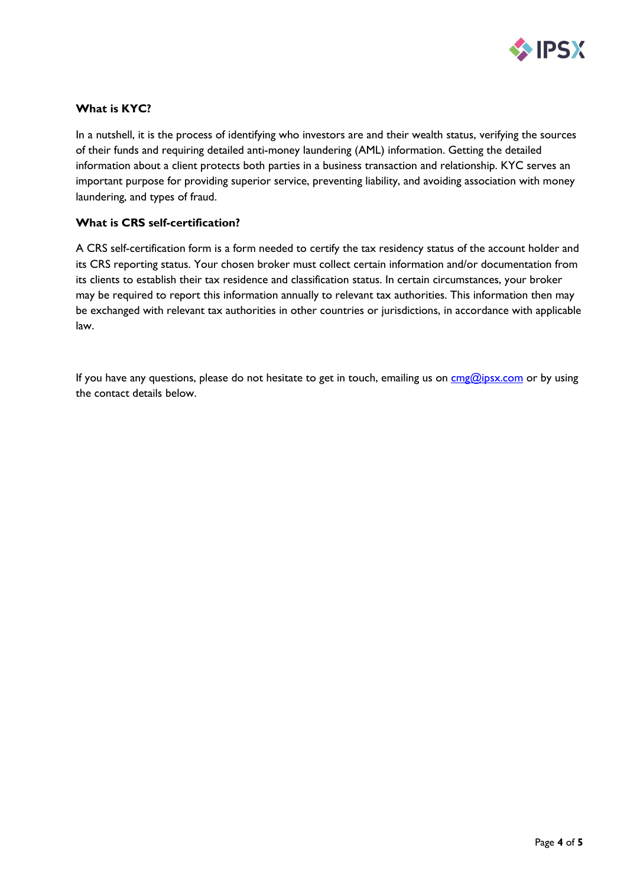**What is KYC?**

In a nutshell, it is the process of identifying who investors are and their wealth status, verifying the sources of their funds and requiring detailed anti-money laundering (AML) information. Getting the detailed information about a client protects both parties in a business transaction and relationship. KYC serves an important purpose for providing superior service, preventing liability, and avoiding association with money laundering, and types of fraud.

**What is CRS self-certification?**

A CRS self-certification form is a form needed to certify the tax residency status of the account holder and its CRS reporting status. Your chosen broker must collect certain information and/or documentation from its clients to establish their tax residence and classification status. In certain circumstances, your broker may be required to report this information annually to relevant tax authorities. This information then may be exchanged with relevant tax authorities in other countries or jurisdictions, in accordance with applicable law.

If you have any questions, please do not hesitate to get in touch, emailing us on [cmg@ipsx.com](mailto:cmg@ipsx.com) or by using the contact details below.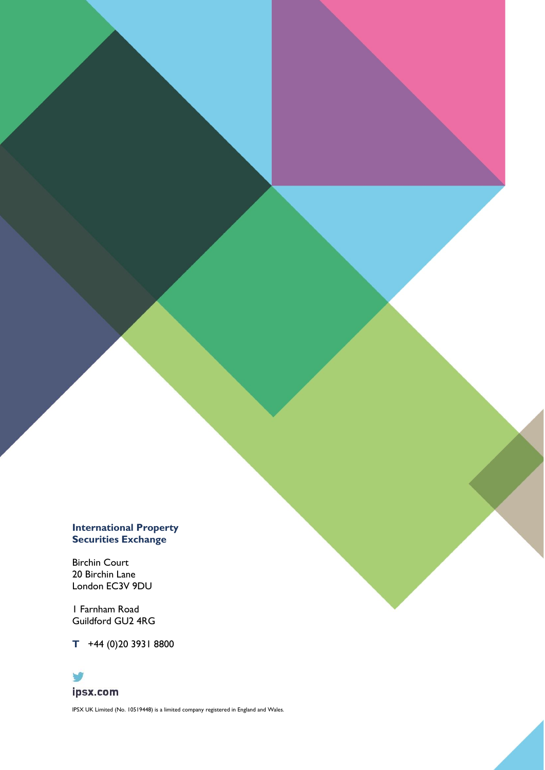**International Property Securities Exchange**

Birchin Court
20 Birchin Lane
London EC3V 9DU

1 Farnham Road
Guildford GU2 4RG

**T** +44 (0)20 3931 8800

**ipsx.com**

IPSX UK Limited (No. 10519448) is a limited company registered in England and Wales.